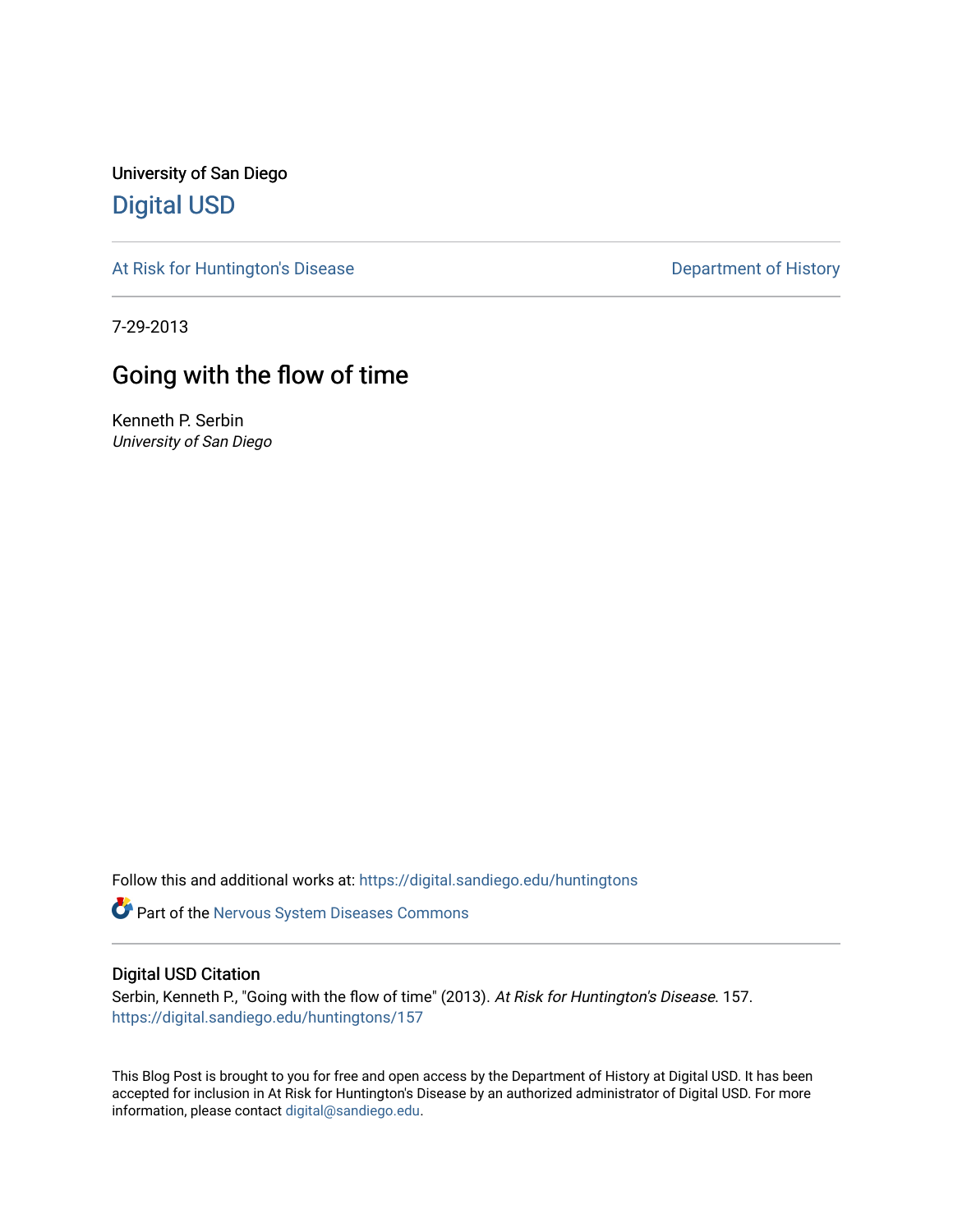University of San Diego

## Digital USD

At Risk for Huntington's Disease

Department of History

7-29-2013

# Going with the flow of time

Kenneth P. Serbin

*University of San Diego*

Follow this and additional works at: https://digital.sandiego.edu/huntingtons

Part of the Nervous System Diseases Commons

### Digital USD Citation

Serbin, Kenneth P., "Going with the flow of time" (2013). *At Risk for Huntington's Disease*. 157.
https://digital.sandiego.edu/huntingtons/157

This Blog Post is brought to you for free and open access by the Department of History at Digital USD. It has been accepted for inclusion in At Risk for Huntington's Disease by an authorized administrator of Digital USD. For more information, please contact digital@sandiego.edu.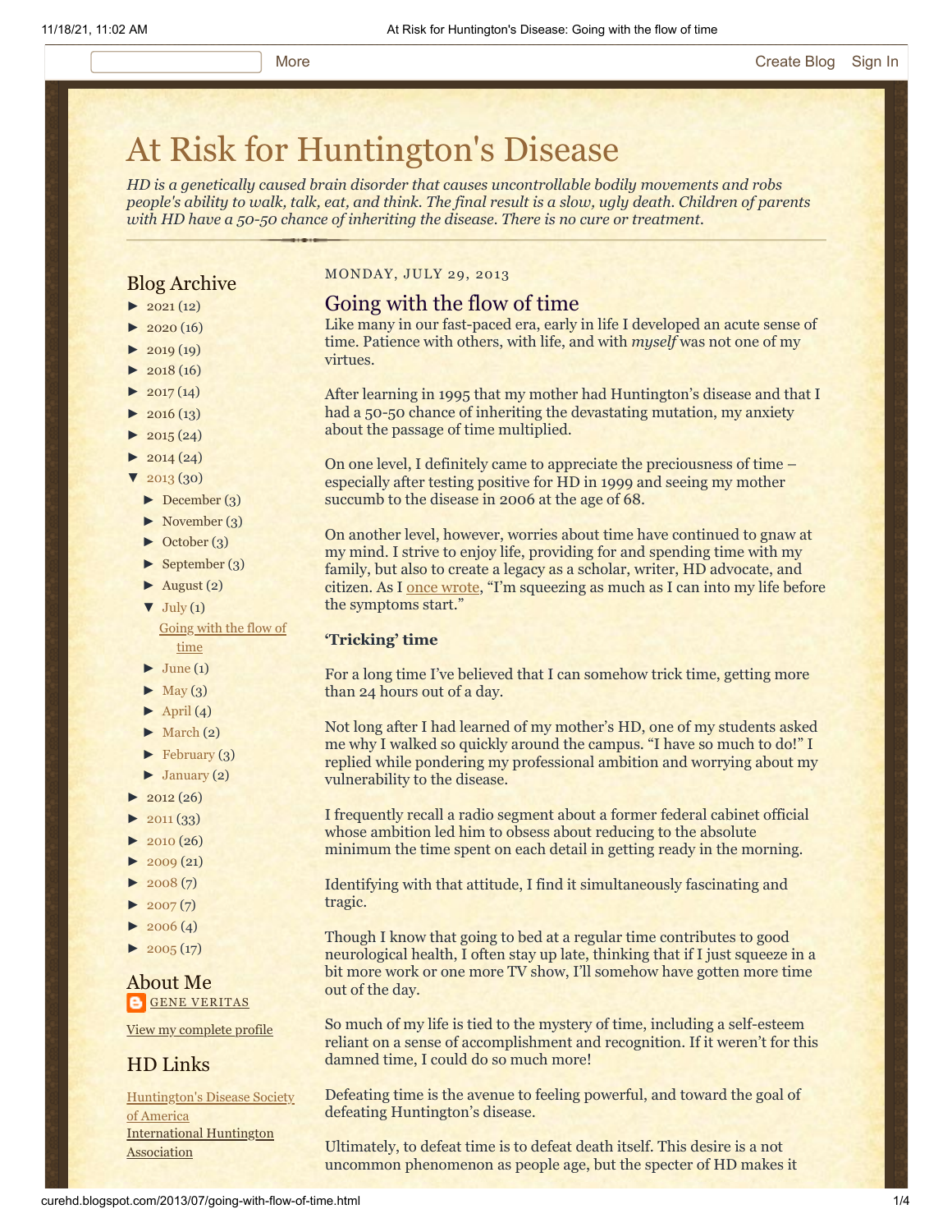More | Create Blog | Sign In

# At Risk for Huntington's Disease

*HD is a genetically caused brain disorder that causes uncontrollable bodily movements and robs people's ability to walk, talk, eat, and think. The final result is a slow, ugly death. Children of parents with HD have a 50-50 chance of inheriting the disease. There is no cure or treatment.*

## Blog Archive

- ► 2021 (12)
- ► 2020 (16)
- ► 2019 (19)
- ► 2018 (16)
- ► 2017 (14)
- ► 2016 (13)
- ► 2015 (24)
- ► 2014 (24)
- ▼ 2013 (30)
  - ► December (3)
  - ► November (3)
  - ► October (3)
  - ► September (3)
  - ► August (2)
  - ▼ July (1)
    - Going with the flow of time
  - ► June (1)
  - ► May (3)
  - ► April (4)
  - ► March (2)
  - ► February (3)
  - ► January (2)
- ► 2012 (26)
- ► 2011 (33)
- ► 2010 (26)
- ► 2009 (21)
- ► 2008 (7)
- ► 2007 (7)
- ► 2006 (4)
- ► 2005 (17)

## About Me

GENE VERITAS

View my complete profile

## HD Links

Huntington's Disease Society of America
International Huntington Association

MONDAY, JULY 29, 2013

## Going with the flow of time

Like many in our fast-paced era, early in life I developed an acute sense of time. Patience with others, with life, and with *myself* was not one of my virtues.

After learning in 1995 that my mother had Huntington's disease and that I had a 50-50 chance of inheriting the devastating mutation, my anxiety about the passage of time multiplied.

On one level, I definitely came to appreciate the preciousness of time – especially after testing positive for HD in 1999 and seeing my mother succumb to the disease in 2006 at the age of 68.

On another level, however, worries about time have continued to gnaw at my mind. I strive to enjoy life, providing for and spending time with my family, but also to create a legacy as a scholar, writer, HD advocate, and citizen. As I once wrote, "I'm squeezing as much as I can into my life before the symptoms start."

### 'Tricking' time

For a long time I've believed that I can somehow trick time, getting more than 24 hours out of a day.

Not long after I had learned of my mother's HD, one of my students asked me why I walked so quickly around the campus. "I have so much to do!" I replied while pondering my professional ambition and worrying about my vulnerability to the disease.

I frequently recall a radio segment about a former federal cabinet official whose ambition led him to obsess about reducing to the absolute minimum the time spent on each detail in getting ready in the morning.

Identifying with that attitude, I find it simultaneously fascinating and tragic.

Though I know that going to bed at a regular time contributes to good neurological health, I often stay up late, thinking that if I just squeeze in a bit more work or one more TV show, I'll somehow have gotten more time out of the day.

So much of my life is tied to the mystery of time, including a self-esteem reliant on a sense of accomplishment and recognition. If it weren't for this damned time, I could do so much more!

Defeating time is the avenue to feeling powerful, and toward the goal of defeating Huntington's disease.

Ultimately, to defeat time is to defeat death itself. This desire is a not uncommon phenomenon as people age, but the specter of HD makes it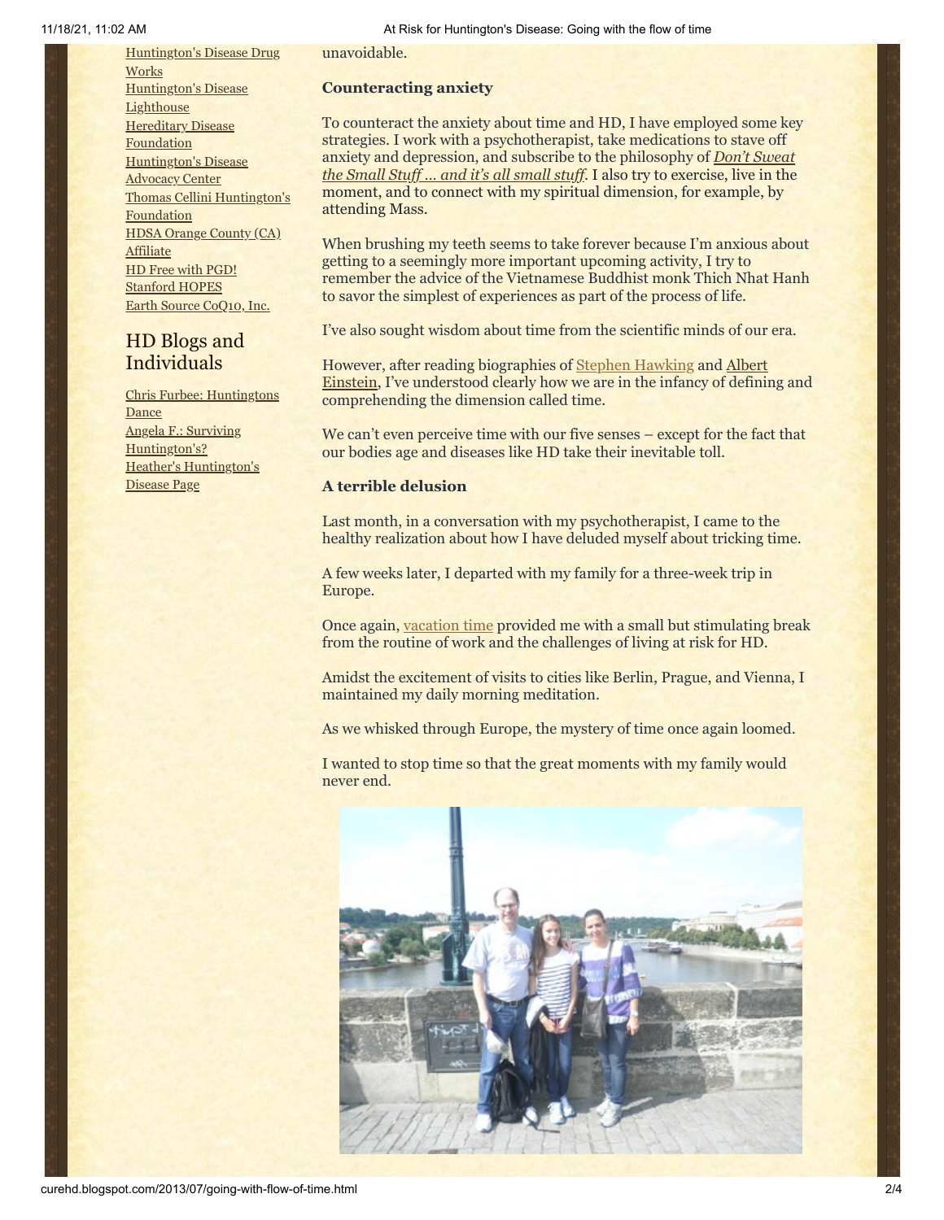unavoidable.

**Counteracting anxiety**

To counteract the anxiety about time and HD, I have employed some key strategies. I work with a psychotherapist, take medications to stave off anxiety and depression, and subscribe to the philosophy of *Don't Sweat the Small Stuff … and it's all small stuff*. I also try to exercise, live in the moment, and to connect with my spiritual dimension, for example, by attending Mass.

When brushing my teeth seems to take forever because I'm anxious about getting to a seemingly more important upcoming activity, I try to remember the advice of the Vietnamese Buddhist monk Thich Nhat Hanh to savor the simplest of experiences as part of the process of life.

I've also sought wisdom about time from the scientific minds of our era.

However, after reading biographies of Stephen Hawking and Albert Einstein, I've understood clearly how we are in the infancy of defining and comprehending the dimension called time.

We can't even perceive time with our five senses – except for the fact that our bodies age and diseases like HD take their inevitable toll.

**A terrible delusion**

Last month, in a conversation with my psychotherapist, I came to the healthy realization about how I have deluded myself about tricking time.

A few weeks later, I departed with my family for a three-week trip in Europe.

Once again, vacation time provided me with a small but stimulating break from the routine of work and the challenges of living at risk for HD.

Amidst the excitement of visits to cities like Berlin, Prague, and Vienna, I maintained my daily morning meditation.

As we whisked through Europe, the mystery of time once again loomed.

I wanted to stop time so that the great moments with my family would never end.

Huntington's Disease Drug Works
Huntington's Disease Lighthouse
Hereditary Disease Foundation
Huntington's Disease Advocacy Center
Thomas Cellini Huntington's Foundation
HDSA Orange County (CA) Affiliate
HD Free with PGD!
Stanford HOPES
Earth Source CoQ10, Inc.

## HD Blogs and Individuals

Chris Furbee: Huntingtons Dance
Angela F.: Surviving Huntington's?
Heather's Huntington's Disease Page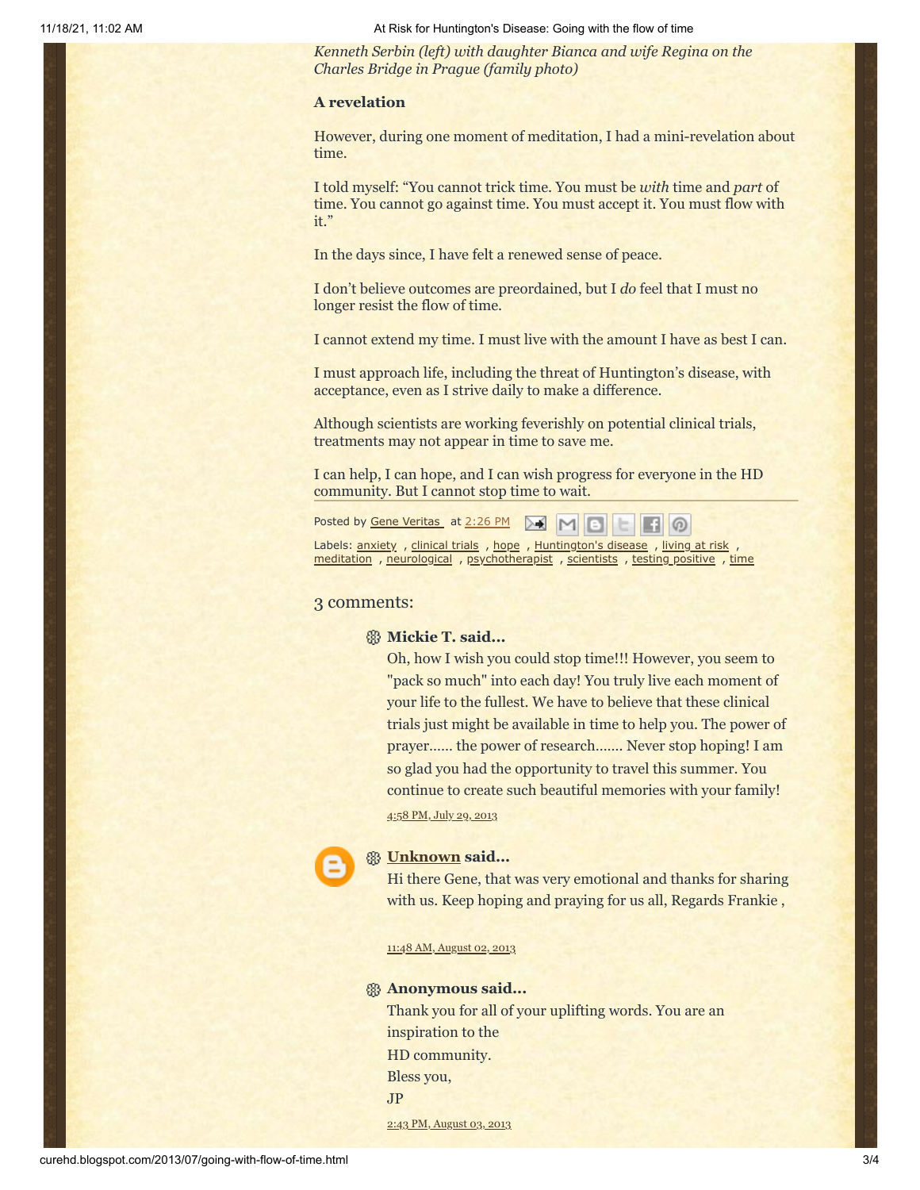*Kenneth Serbin (left) with daughter Bianca and wife Regina on the Charles Bridge in Prague (family photo)*

**A revelation**

However, during one moment of meditation, I had a mini-revelation about time.

I told myself: "You cannot trick time. You must be *with* time and *part* of time. You cannot go against time. You must accept it. You must flow with it."

In the days since, I have felt a renewed sense of peace.

I don't believe outcomes are preordained, but I *do* feel that I must no longer resist the flow of time.

I cannot extend my time. I must live with the amount I have as best I can.

I must approach life, including the threat of Huntington's disease, with acceptance, even as I strive daily to make a difference.

Although scientists are working feverishly on potential clinical trials, treatments may not appear in time to save me.

I can help, I can hope, and I can wish progress for everyone in the HD community. But I cannot stop time to wait.

Posted by Gene Veritas at 2:26 PM

Labels: anxiety , clinical trials , hope , Huntington's disease , living at risk , meditation , neurological , psychotherapist , scientists , testing positive , time

## 3 comments:

**Mickie T. said...**

Oh, how I wish you could stop time!!! However, you seem to "pack so much" into each day! You truly live each moment of your life to the fullest. We have to believe that these clinical trials just might be available in time to help you. The power of prayer...... the power of research....... Never stop hoping! I am so glad you had the opportunity to travel this summer. You continue to create such beautiful memories with your family!

4:58 PM, July 29, 2013

**Unknown said...**

Hi there Gene, that was very emotional and thanks for sharing with us. Keep hoping and praying for us all, Regards Frankie ,

11:48 AM, August 02, 2013

**Anonymous said...**

Thank you for all of your uplifting words. You are an inspiration to the
HD community.
Bless you,
JP

2:43 PM, August 03, 2013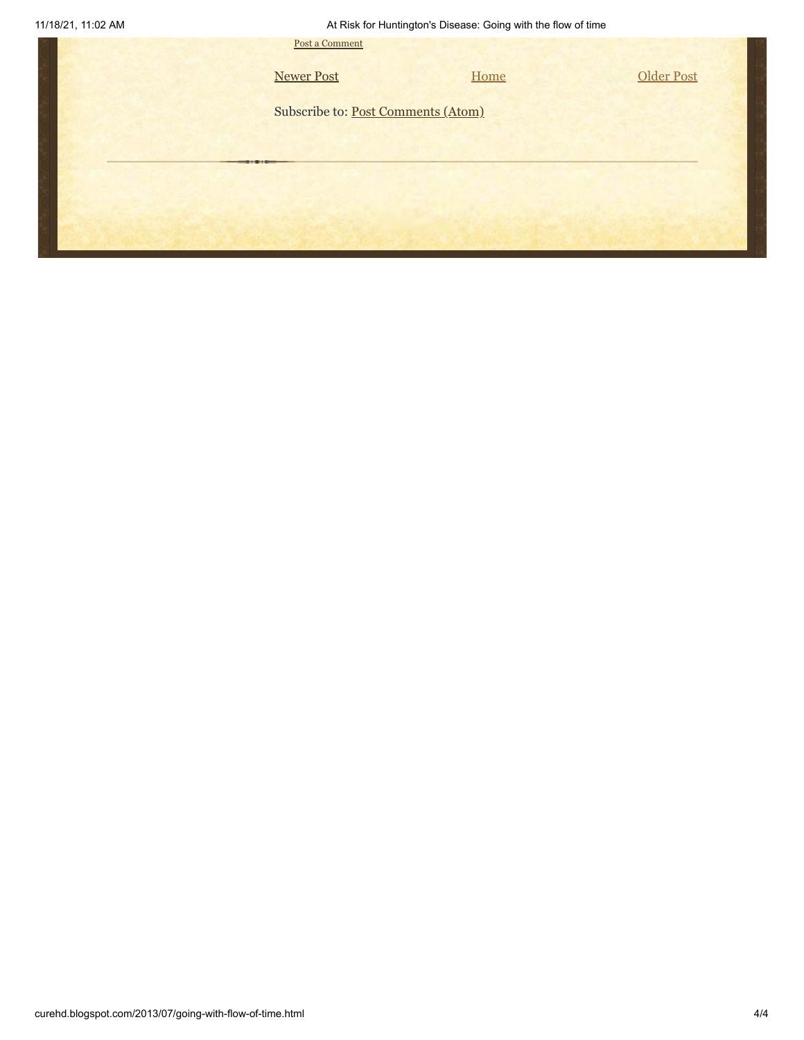Post a Comment

Newer Post Home Older Post

Subscribe to: Post Comments (Atom)